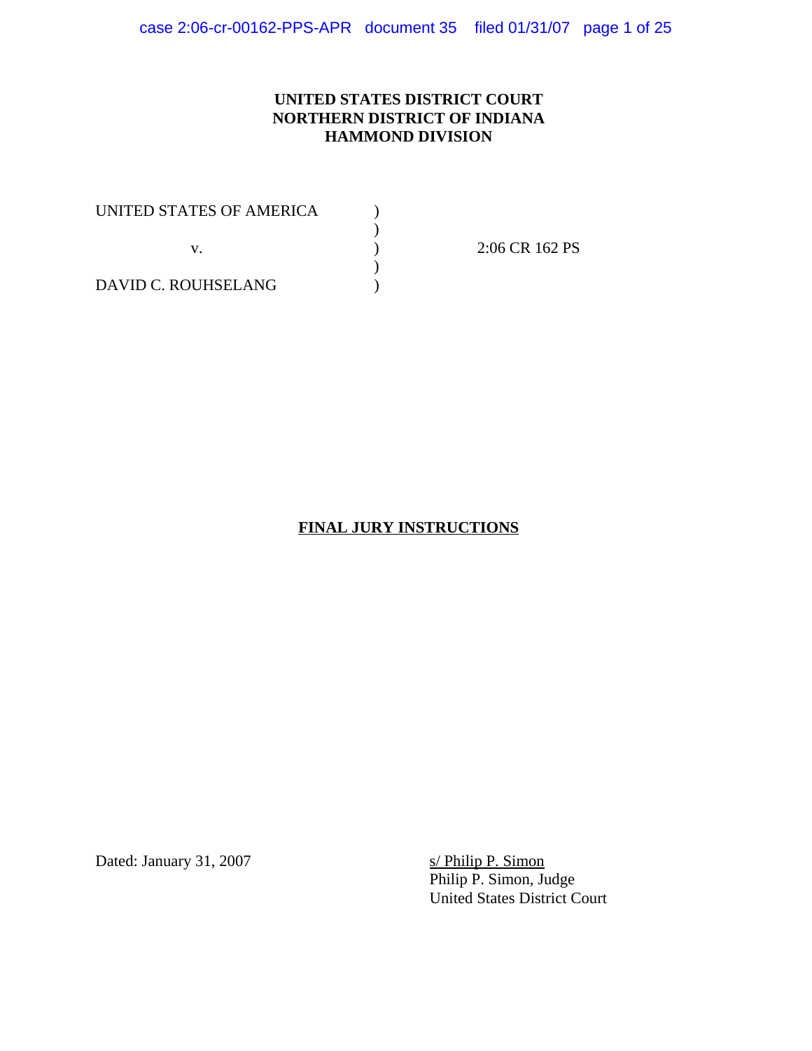**UNITED STATES DISTRICT COURT**
**NORTHERN DISTRICT OF INDIANA**
**HAMMOND DIVISION**

| | | |
|---|---|---|
| UNITED STATES OF AMERICA | ) | |
| | ) | |
| v. | ) | 2:06 CR 162 PS |
| | ) | |
| DAVID C. ROUHSELANG | ) | |

**FINAL JURY INSTRUCTIONS**

Dated: January 31, 2007

s/ Philip P. Simon
Philip P. Simon, Judge
United States District Court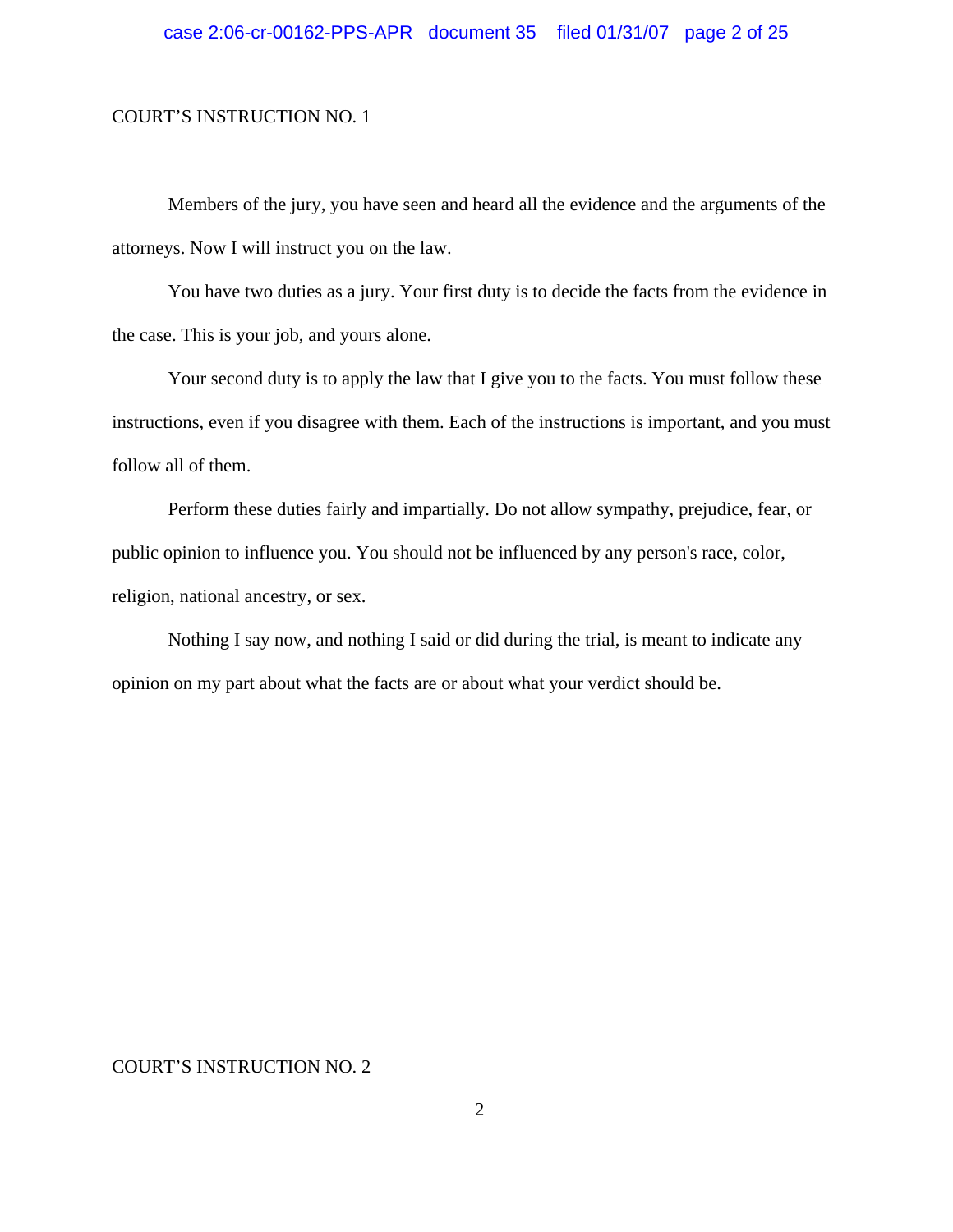COURT'S INSTRUCTION NO. 1

Members of the jury, you have seen and heard all the evidence and the arguments of the attorneys. Now I will instruct you on the law.

You have two duties as a jury. Your first duty is to decide the facts from the evidence in the case. This is your job, and yours alone.

Your second duty is to apply the law that I give you to the facts. You must follow these instructions, even if you disagree with them. Each of the instructions is important, and you must follow all of them.

Perform these duties fairly and impartially. Do not allow sympathy, prejudice, fear, or public opinion to influence you. You should not be influenced by any person's race, color, religion, national ancestry, or sex.

Nothing I say now, and nothing I said or did during the trial, is meant to indicate any opinion on my part about what the facts are or about what your verdict should be.

COURT'S INSTRUCTION NO. 2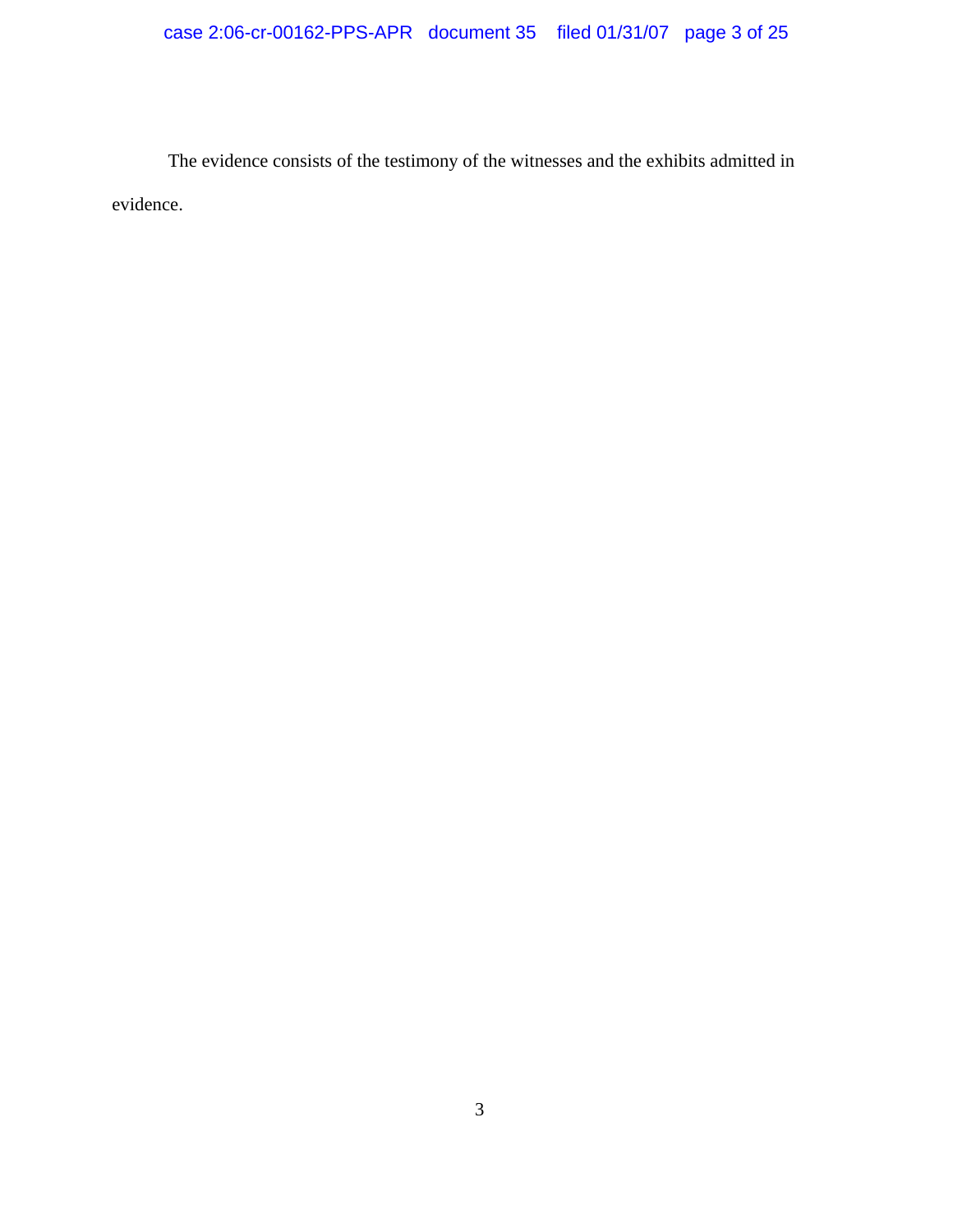The evidence consists of the testimony of the witnesses and the exhibits admitted in evidence.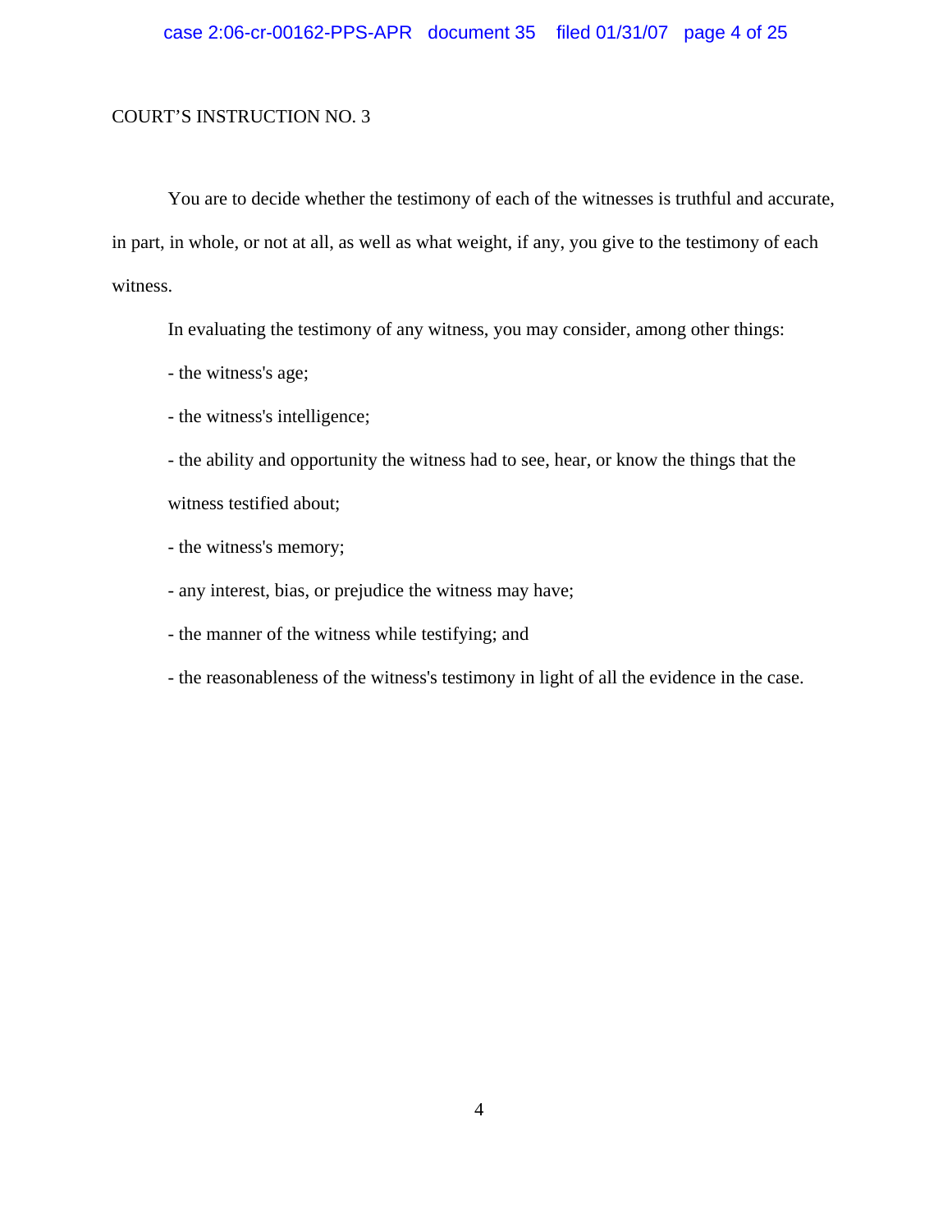COURT'S INSTRUCTION NO. 3

You are to decide whether the testimony of each of the witnesses is truthful and accurate, in part, in whole, or not at all, as well as what weight, if any, you give to the testimony of each witness.

In evaluating the testimony of any witness, you may consider, among other things:

- the witness's age;
- the witness's intelligence;
- the ability and opportunity the witness had to see, hear, or know the things that the witness testified about;
- the witness's memory;
- any interest, bias, or prejudice the witness may have;
- the manner of the witness while testifying; and
- the reasonableness of the witness's testimony in light of all the evidence in the case.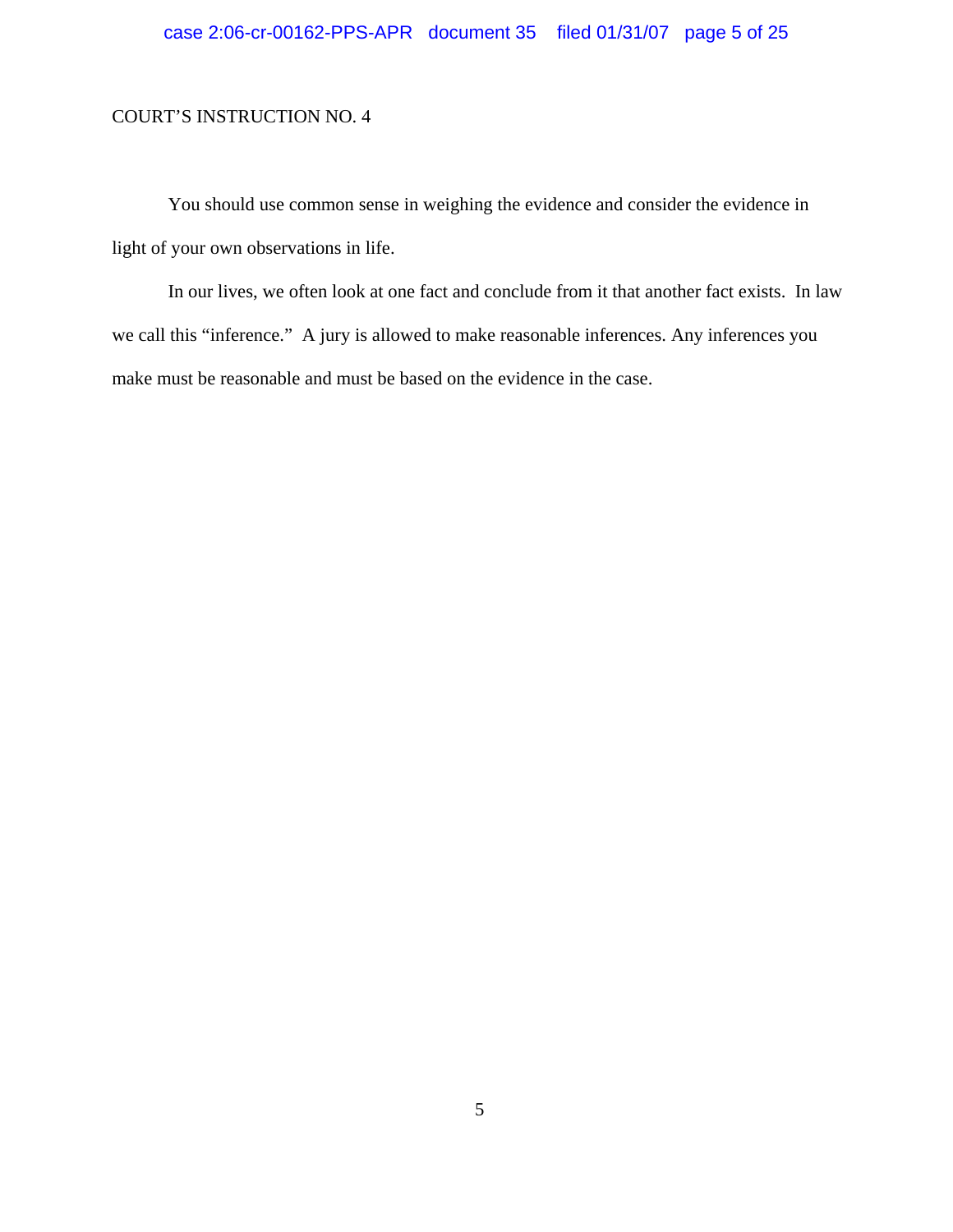COURT'S INSTRUCTION NO. 4

You should use common sense in weighing the evidence and consider the evidence in light of your own observations in life.

In our lives, we often look at one fact and conclude from it that another fact exists. In law we call this "inference." A jury is allowed to make reasonable inferences. Any inferences you make must be reasonable and must be based on the evidence in the case.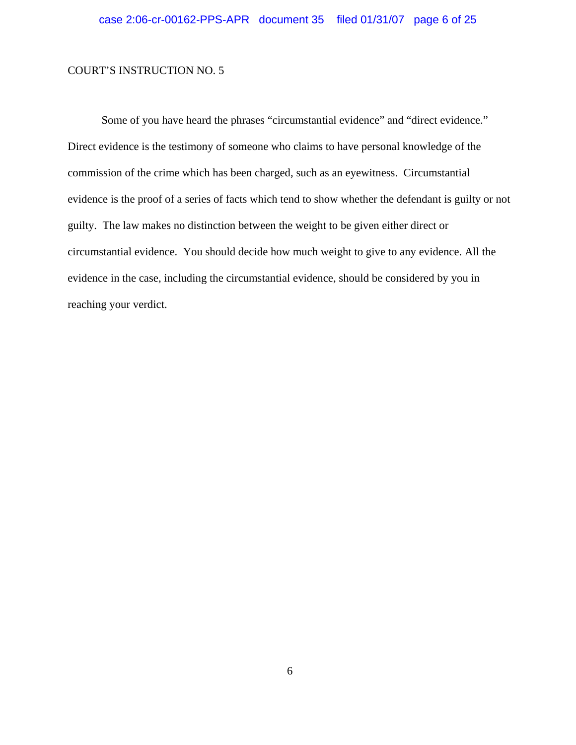COURT'S INSTRUCTION NO. 5

Some of you have heard the phrases "circumstantial evidence" and "direct evidence." Direct evidence is the testimony of someone who claims to have personal knowledge of the commission of the crime which has been charged, such as an eyewitness. Circumstantial evidence is the proof of a series of facts which tend to show whether the defendant is guilty or not guilty. The law makes no distinction between the weight to be given either direct or circumstantial evidence. You should decide how much weight to give to any evidence. All the evidence in the case, including the circumstantial evidence, should be considered by you in reaching your verdict.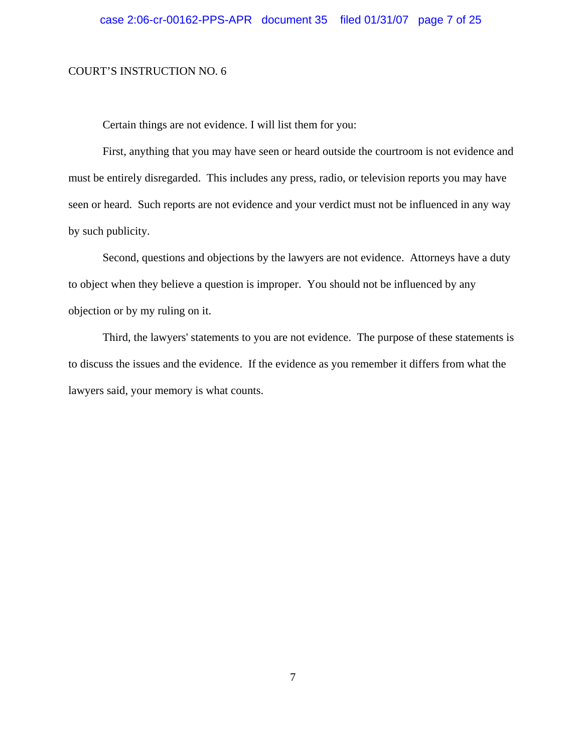COURT'S INSTRUCTION NO. 6

Certain things are not evidence. I will list them for you:

First, anything that you may have seen or heard outside the courtroom is not evidence and must be entirely disregarded. This includes any press, radio, or television reports you may have seen or heard. Such reports are not evidence and your verdict must not be influenced in any way by such publicity.

Second, questions and objections by the lawyers are not evidence. Attorneys have a duty to object when they believe a question is improper. You should not be influenced by any objection or by my ruling on it.

Third, the lawyers' statements to you are not evidence. The purpose of these statements is to discuss the issues and the evidence. If the evidence as you remember it differs from what the lawyers said, your memory is what counts.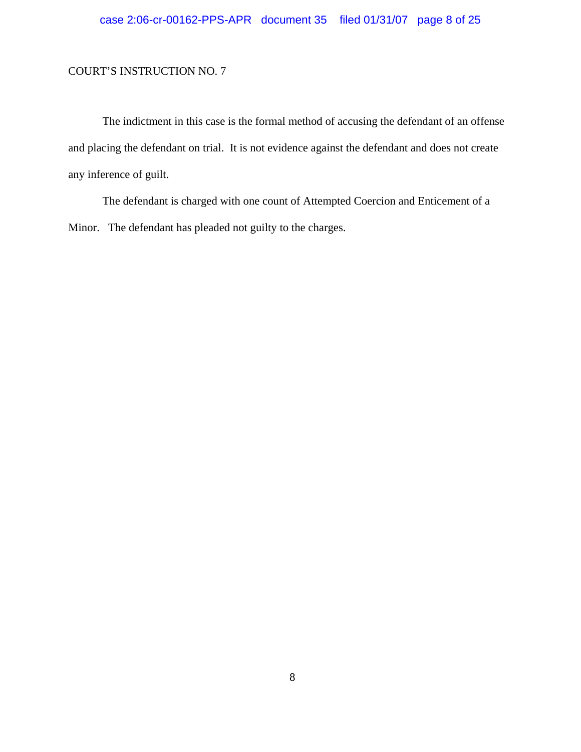COURT'S INSTRUCTION NO. 7

The indictment in this case is the formal method of accusing the defendant of an offense and placing the defendant on trial. It is not evidence against the defendant and does not create any inference of guilt.

The defendant is charged with one count of Attempted Coercion and Enticement of a Minor. The defendant has pleaded not guilty to the charges.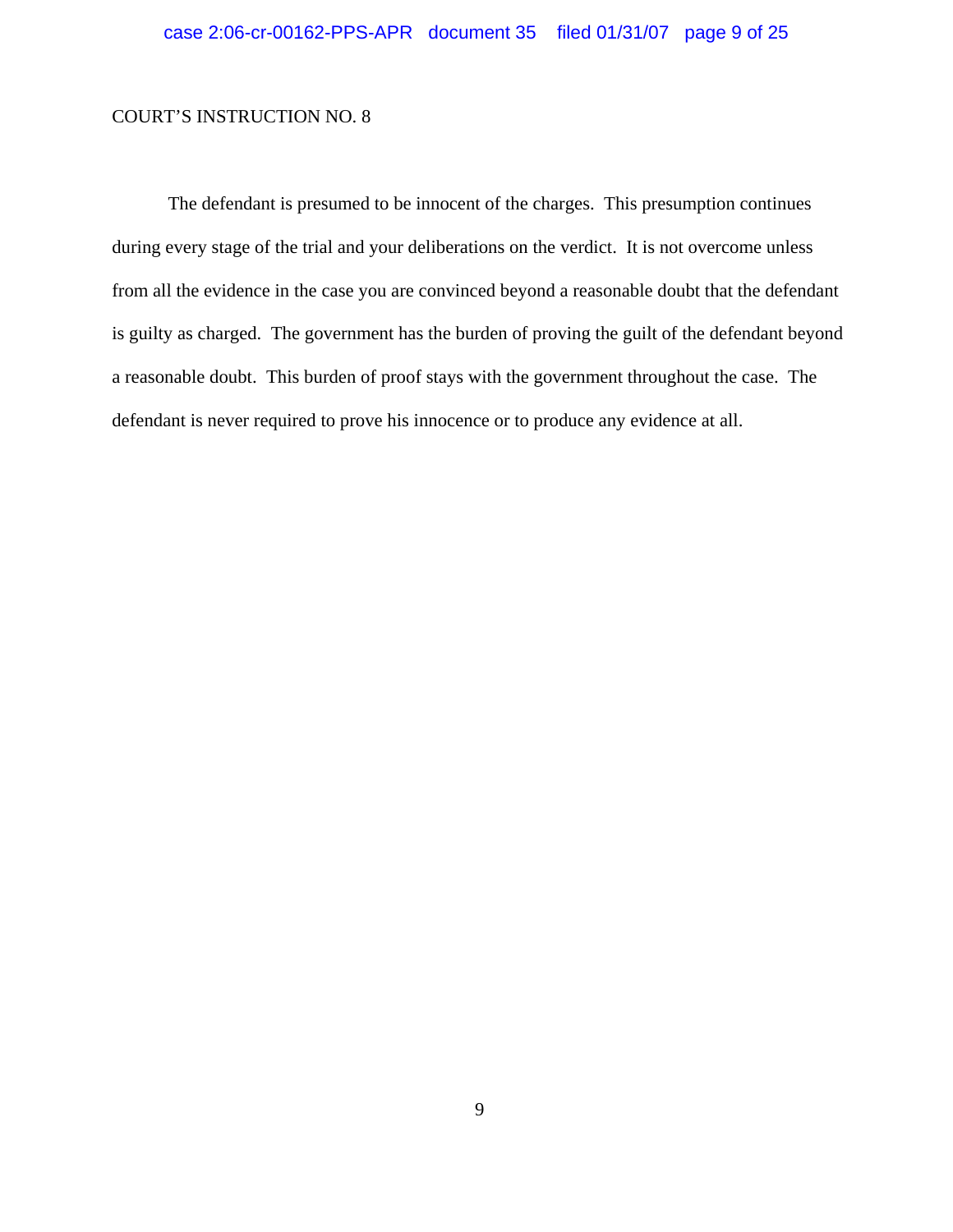COURT'S INSTRUCTION NO. 8

The defendant is presumed to be innocent of the charges. This presumption continues during every stage of the trial and your deliberations on the verdict. It is not overcome unless from all the evidence in the case you are convinced beyond a reasonable doubt that the defendant is guilty as charged. The government has the burden of proving the guilt of the defendant beyond a reasonable doubt. This burden of proof stays with the government throughout the case. The defendant is never required to prove his innocence or to produce any evidence at all.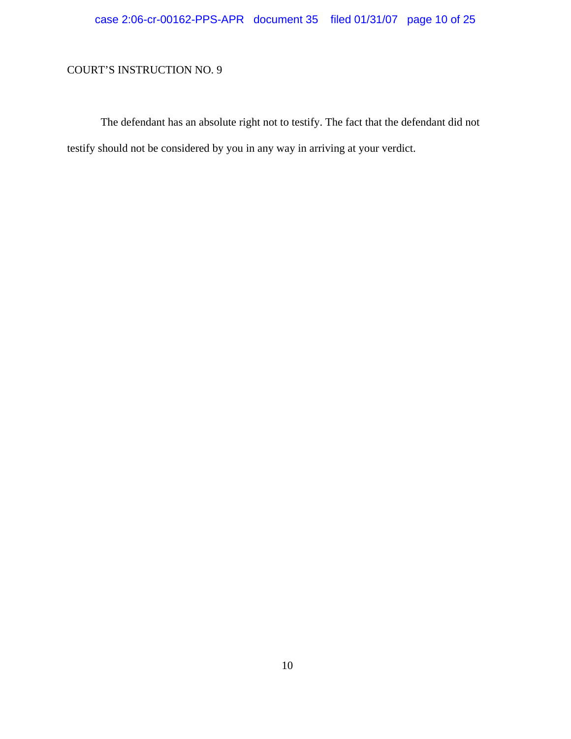COURT'S INSTRUCTION NO. 9

The defendant has an absolute right not to testify. The fact that the defendant did not testify should not be considered by you in any way in arriving at your verdict.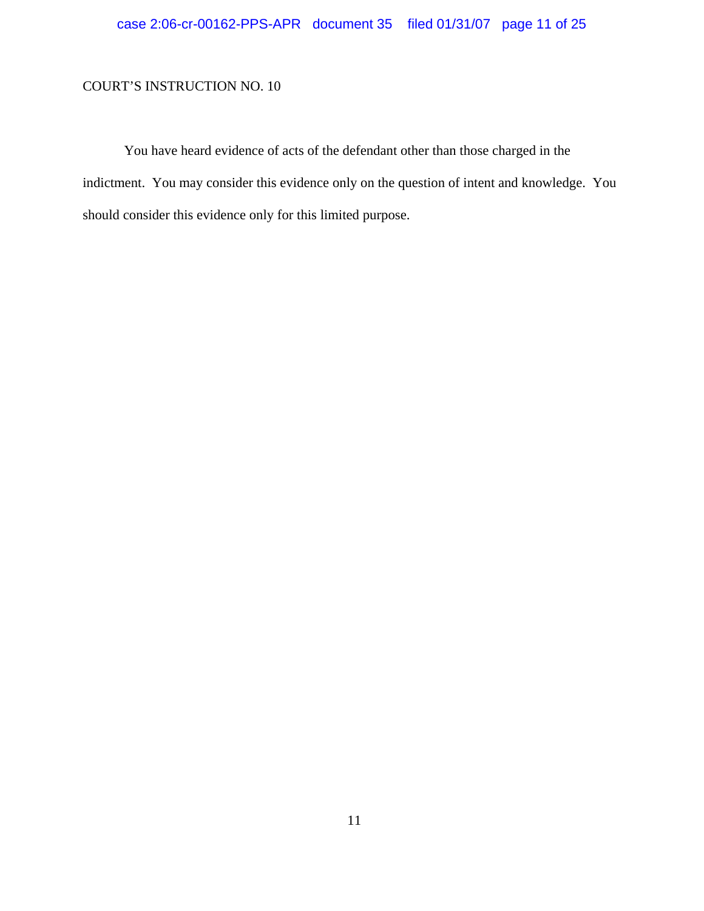COURT'S INSTRUCTION NO. 10

You have heard evidence of acts of the defendant other than those charged in the indictment. You may consider this evidence only on the question of intent and knowledge. You should consider this evidence only for this limited purpose.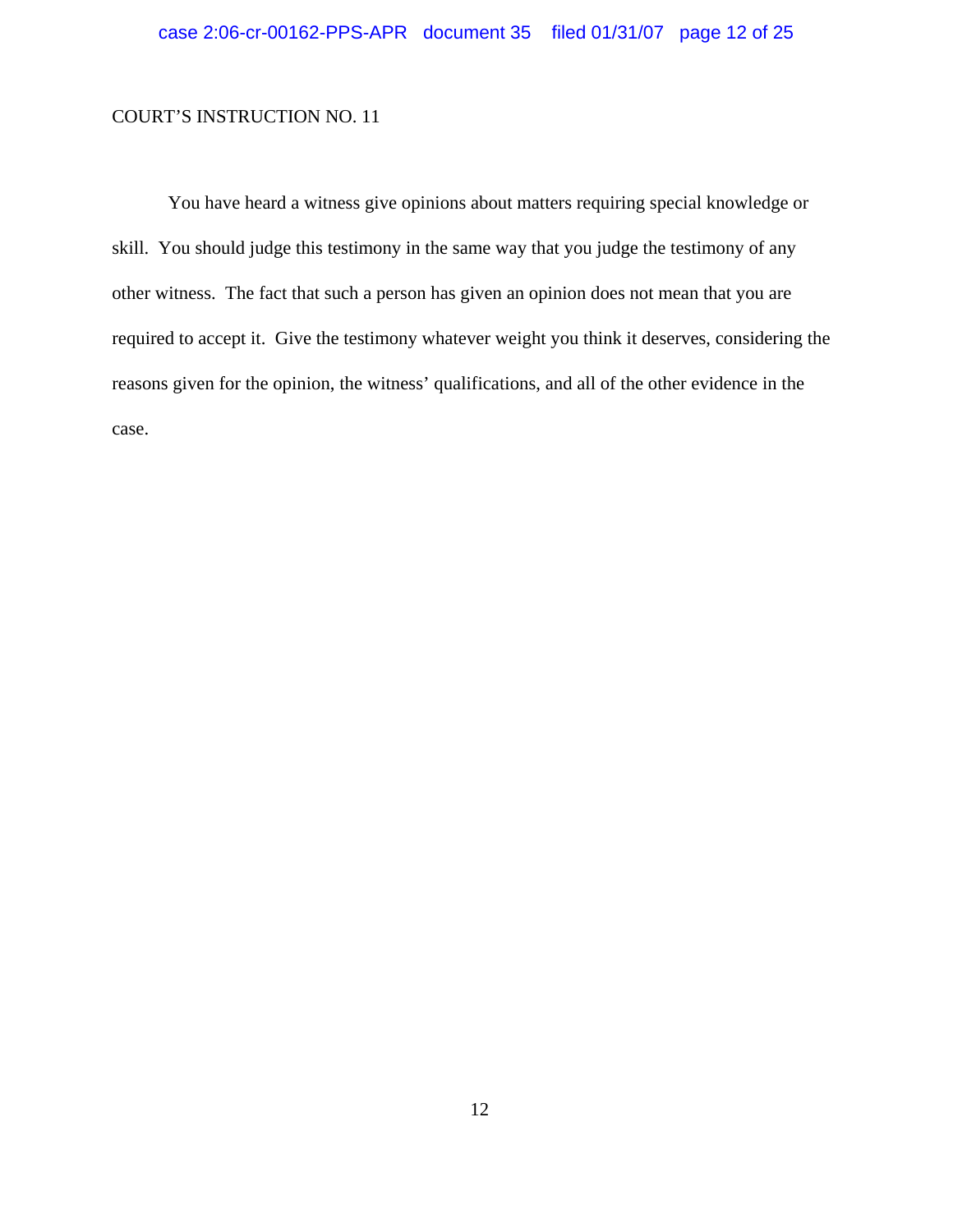COURT'S INSTRUCTION NO. 11

You have heard a witness give opinions about matters requiring special knowledge or skill. You should judge this testimony in the same way that you judge the testimony of any other witness. The fact that such a person has given an opinion does not mean that you are required to accept it. Give the testimony whatever weight you think it deserves, considering the reasons given for the opinion, the witness' qualifications, and all of the other evidence in the case.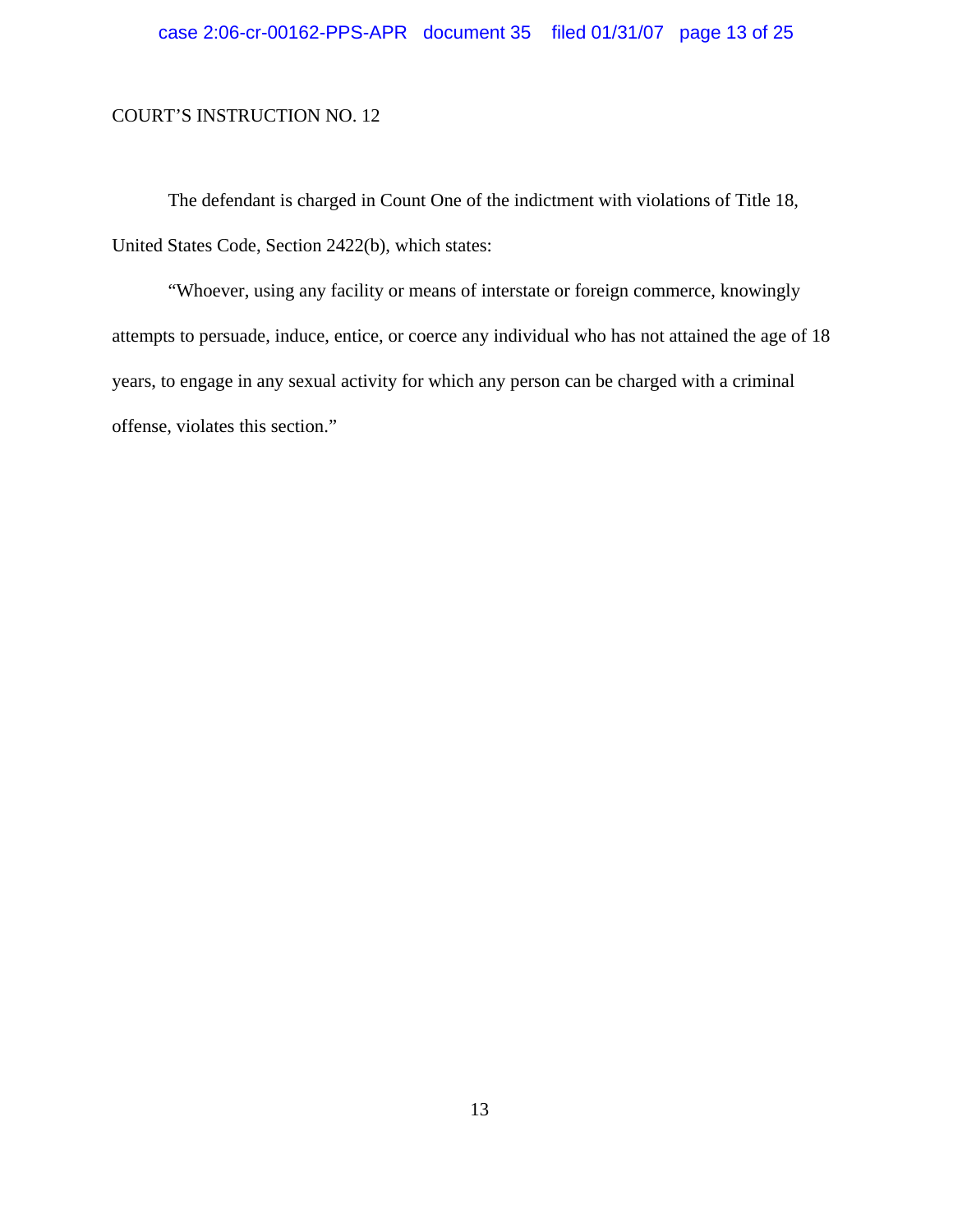COURT'S INSTRUCTION NO. 12

The defendant is charged in Count One of the indictment with violations of Title 18, United States Code, Section 2422(b), which states:

"Whoever, using any facility or means of interstate or foreign commerce, knowingly attempts to persuade, induce, entice, or coerce any individual who has not attained the age of 18 years, to engage in any sexual activity for which any person can be charged with a criminal offense, violates this section."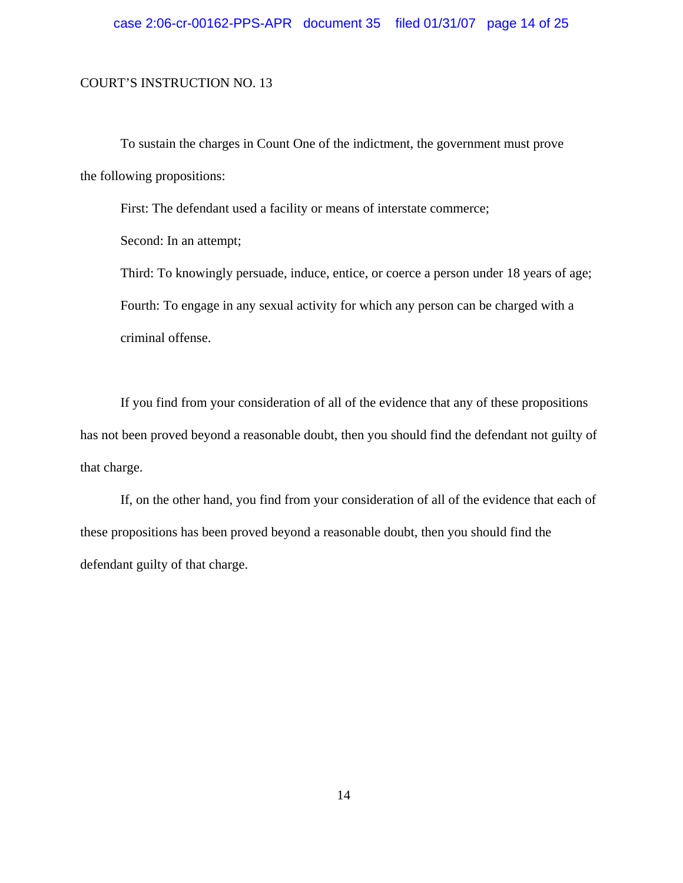COURT'S INSTRUCTION NO. 13

To sustain the charges in Count One of the indictment, the government must prove the following propositions:

First: The defendant used a facility or means of interstate commerce;

Second: In an attempt;

Third: To knowingly persuade, induce, entice, or coerce a person under 18 years of age;

Fourth: To engage in any sexual activity for which any person can be charged with a criminal offense.

If you find from your consideration of all of the evidence that any of these propositions has not been proved beyond a reasonable doubt, then you should find the defendant not guilty of that charge.

If, on the other hand, you find from your consideration of all of the evidence that each of these propositions has been proved beyond a reasonable doubt, then you should find the defendant guilty of that charge.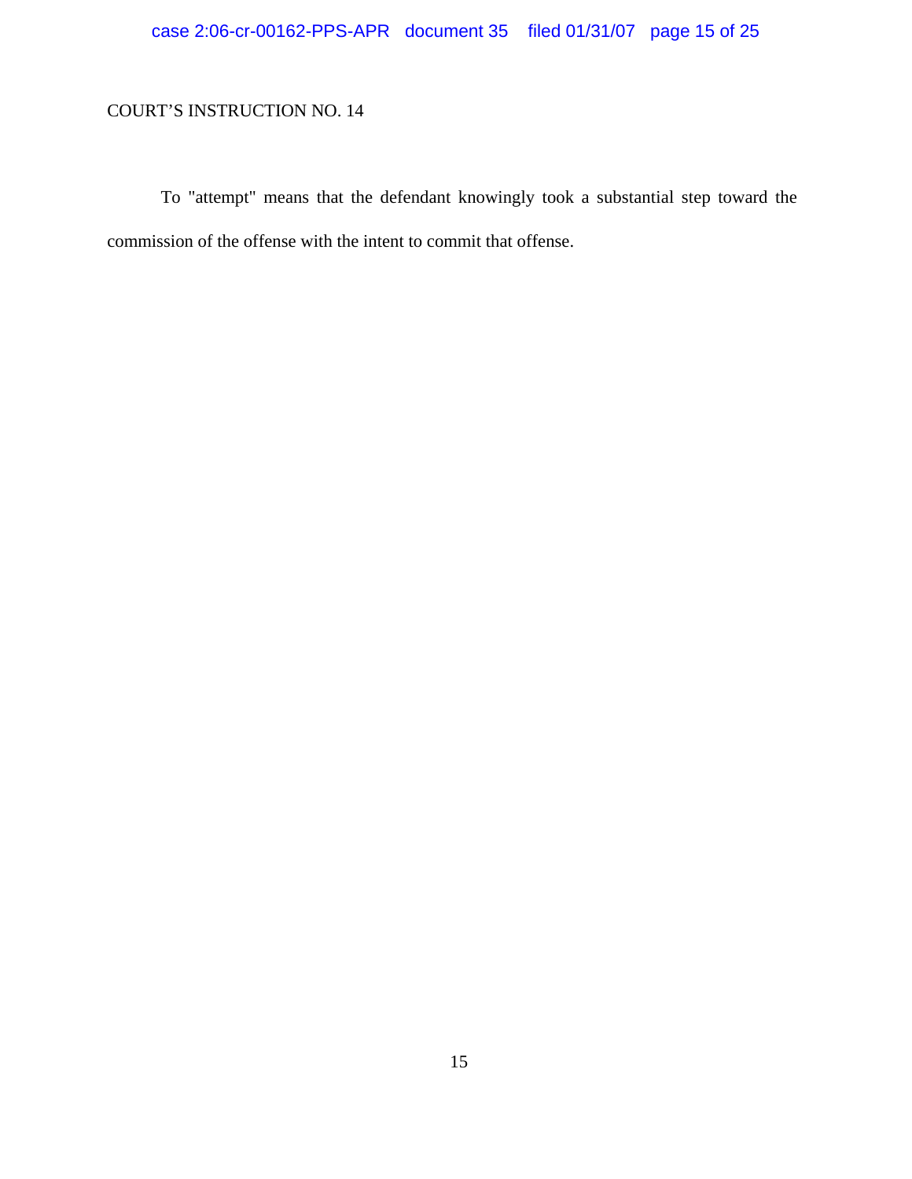COURT’S INSTRUCTION NO. 14

To "attempt" means that the defendant knowingly took a substantial step toward the commission of the offense with the intent to commit that offense.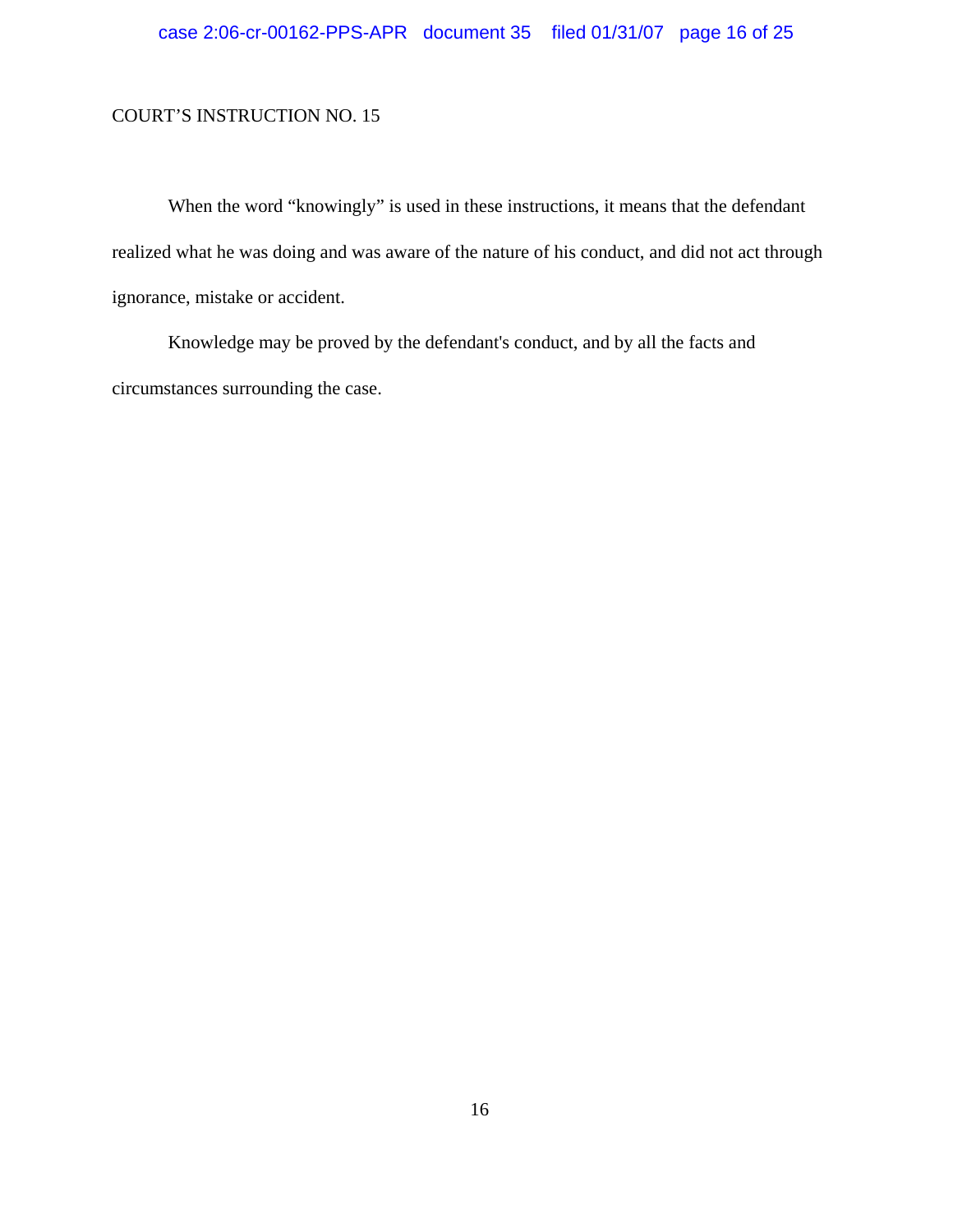COURT’S INSTRUCTION NO. 15

When the word “knowingly” is used in these instructions, it means that the defendant realized what he was doing and was aware of the nature of his conduct, and did not act through ignorance, mistake or accident.

Knowledge may be proved by the defendant's conduct, and by all the facts and circumstances surrounding the case.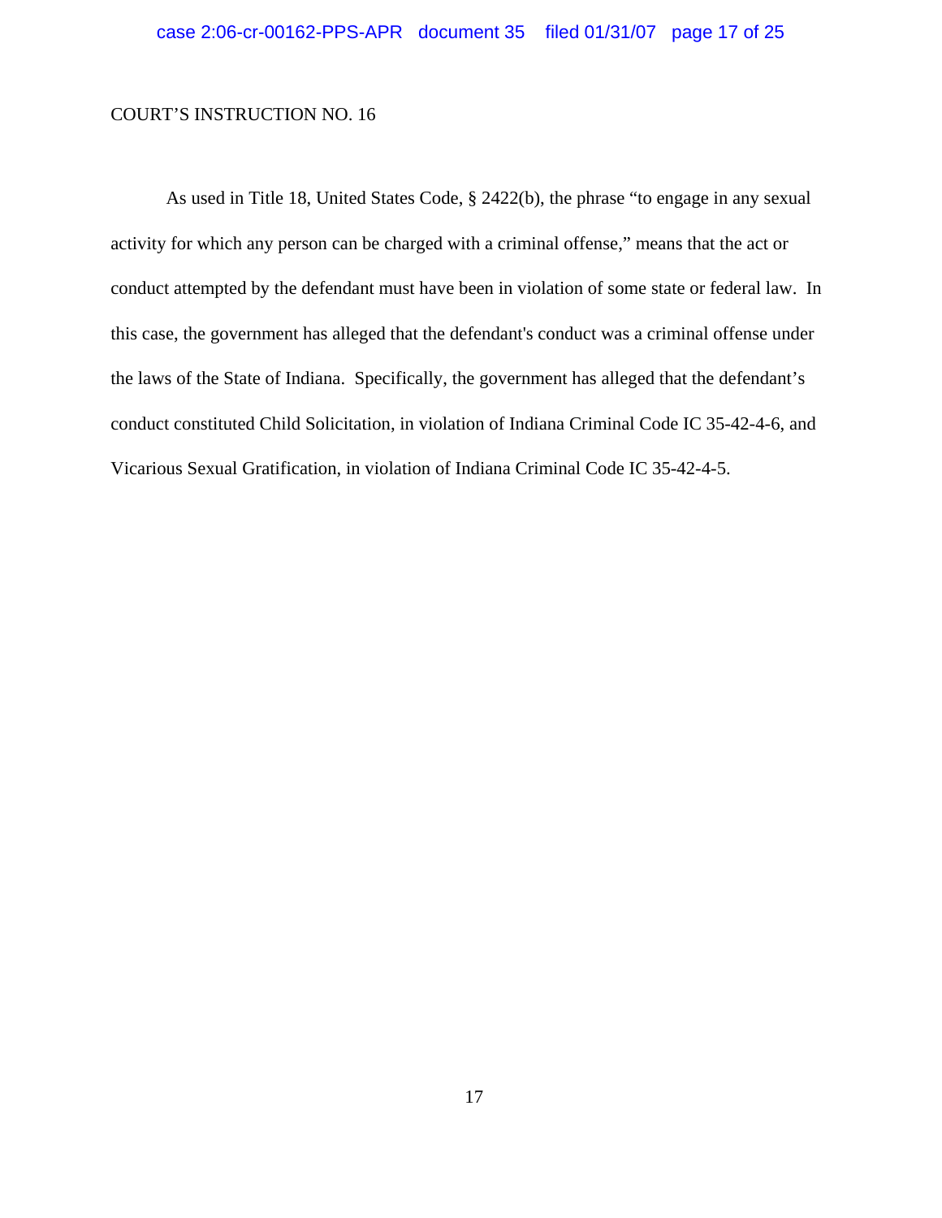COURT'S INSTRUCTION NO. 16

As used in Title 18, United States Code, § 2422(b), the phrase "to engage in any sexual activity for which any person can be charged with a criminal offense," means that the act or conduct attempted by the defendant must have been in violation of some state or federal law. In this case, the government has alleged that the defendant's conduct was a criminal offense under the laws of the State of Indiana. Specifically, the government has alleged that the defendant's conduct constituted Child Solicitation, in violation of Indiana Criminal Code IC 35-42-4-6, and Vicarious Sexual Gratification, in violation of Indiana Criminal Code IC 35-42-4-5.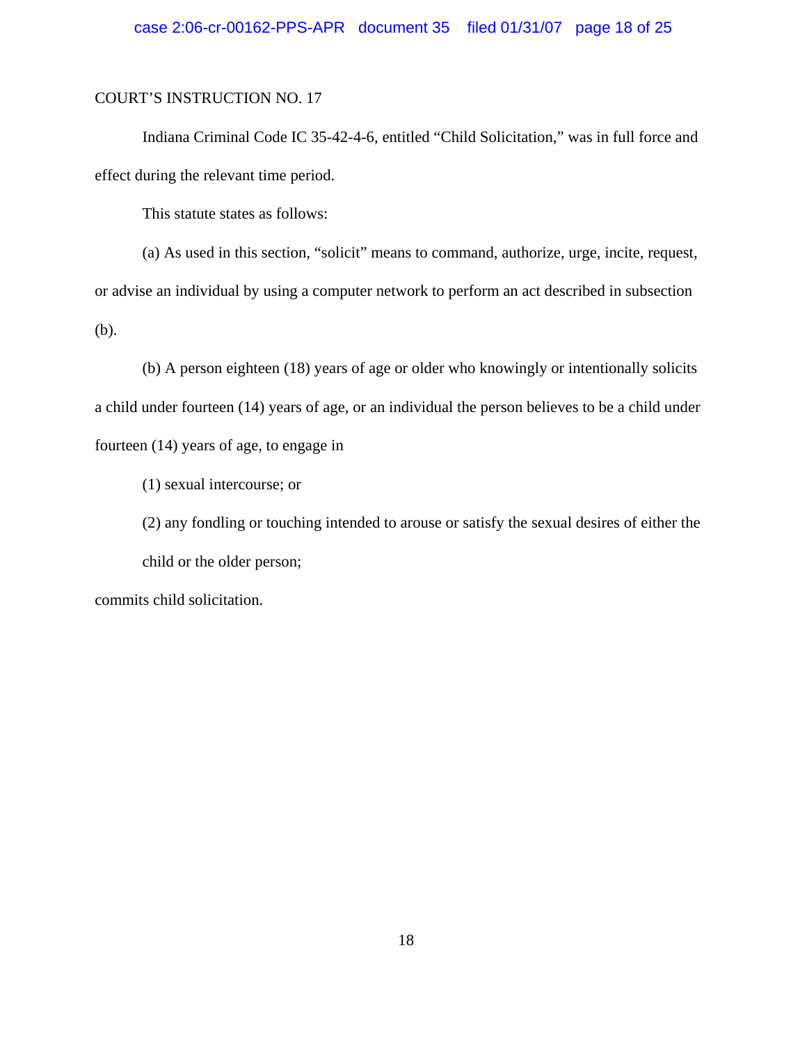COURT'S INSTRUCTION NO. 17

Indiana Criminal Code IC 35-42-4-6, entitled "Child Solicitation," was in full force and effect during the relevant time period.

This statute states as follows:

(a) As used in this section, "solicit" means to command, authorize, urge, incite, request, or advise an individual by using a computer network to perform an act described in subsection (b).

(b) A person eighteen (18) years of age or older who knowingly or intentionally solicits a child under fourteen (14) years of age, or an individual the person believes to be a child under fourteen (14) years of age, to engage in

(1) sexual intercourse; or

(2) any fondling or touching intended to arouse or satisfy the sexual desires of either the child or the older person;

commits child solicitation.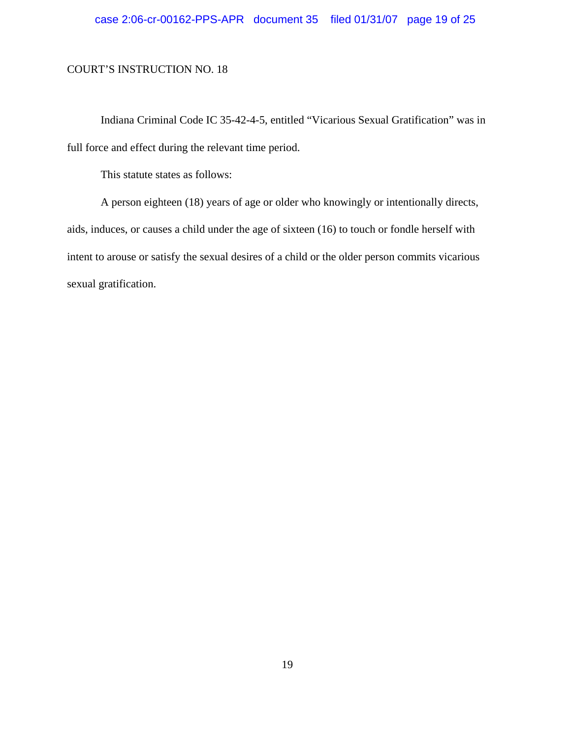COURT'S INSTRUCTION NO. 18

Indiana Criminal Code IC 35-42-4-5, entitled "Vicarious Sexual Gratification" was in full force and effect during the relevant time period.

This statute states as follows:

A person eighteen (18) years of age or older who knowingly or intentionally directs, aids, induces, or causes a child under the age of sixteen (16) to touch or fondle herself with intent to arouse or satisfy the sexual desires of a child or the older person commits vicarious sexual gratification.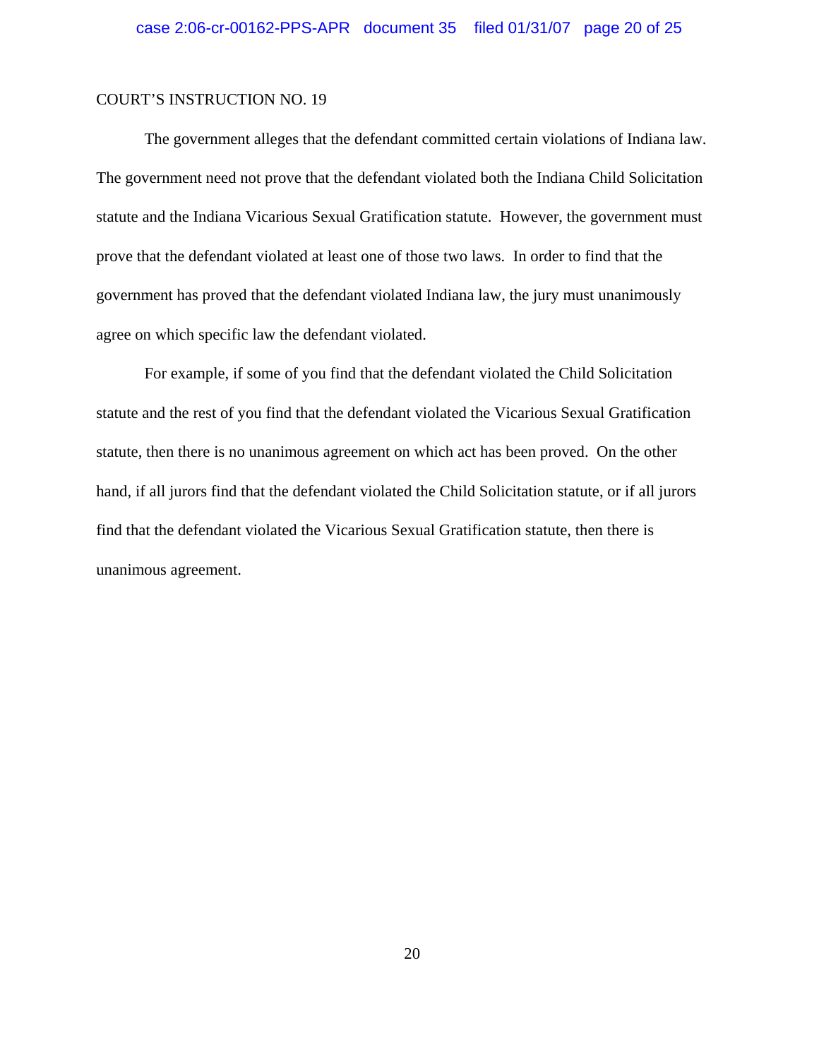COURT'S INSTRUCTION NO. 19

The government alleges that the defendant committed certain violations of Indiana law. The government need not prove that the defendant violated both the Indiana Child Solicitation statute and the Indiana Vicarious Sexual Gratification statute. However, the government must prove that the defendant violated at least one of those two laws. In order to find that the government has proved that the defendant violated Indiana law, the jury must unanimously agree on which specific law the defendant violated.

For example, if some of you find that the defendant violated the Child Solicitation statute and the rest of you find that the defendant violated the Vicarious Sexual Gratification statute, then there is no unanimous agreement on which act has been proved. On the other hand, if all jurors find that the defendant violated the Child Solicitation statute, or if all jurors find that the defendant violated the Vicarious Sexual Gratification statute, then there is unanimous agreement.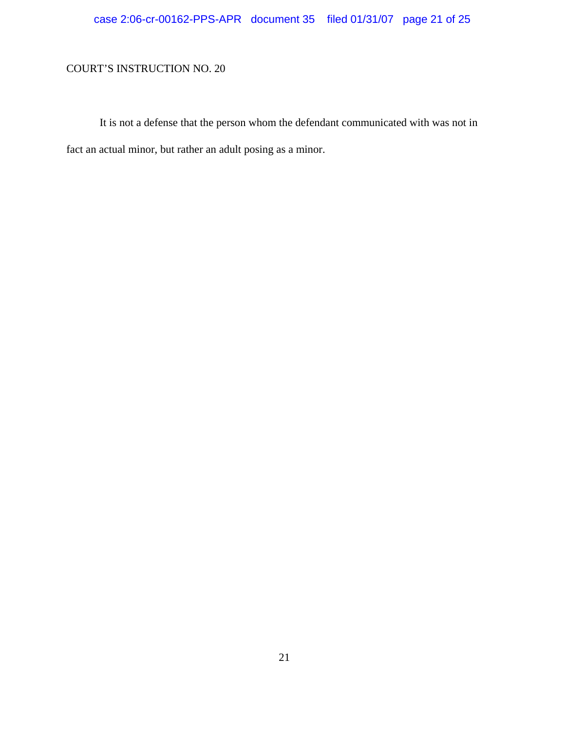COURT'S INSTRUCTION NO. 20

It is not a defense that the person whom the defendant communicated with was not in fact an actual minor, but rather an adult posing as a minor.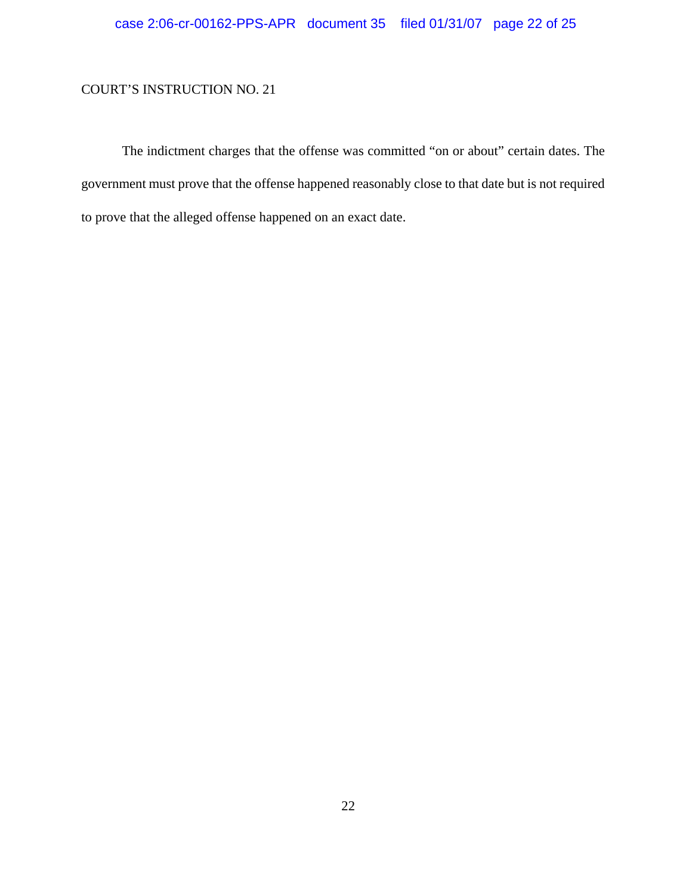COURT’S INSTRUCTION NO. 21

The indictment charges that the offense was committed “on or about” certain dates. The government must prove that the offense happened reasonably close to that date but is not required to prove that the alleged offense happened on an exact date.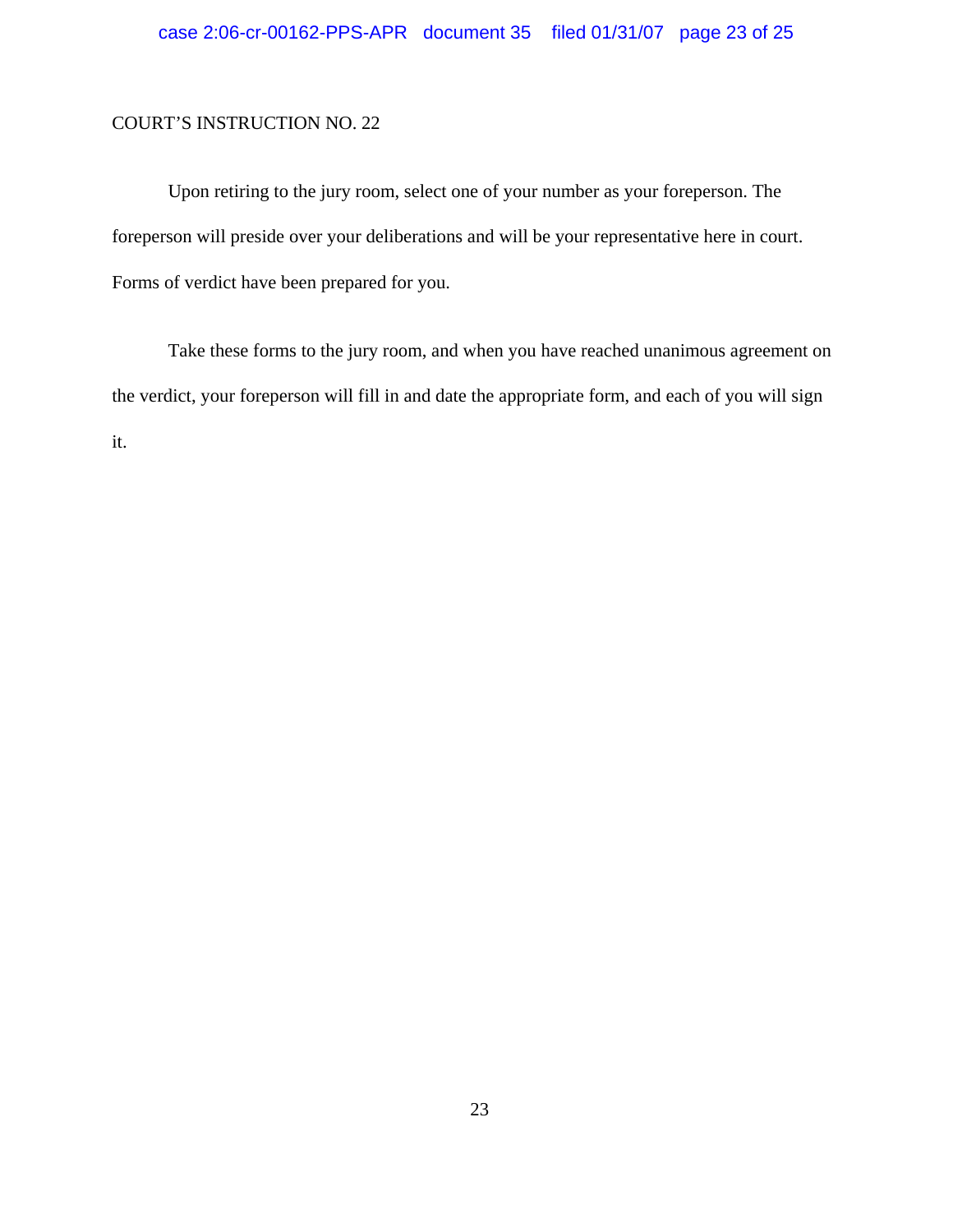COURT'S INSTRUCTION NO. 22

Upon retiring to the jury room, select one of your number as your foreperson. The foreperson will preside over your deliberations and will be your representative here in court. Forms of verdict have been prepared for you.

Take these forms to the jury room, and when you have reached unanimous agreement on the verdict, your foreperson will fill in and date the appropriate form, and each of you will sign it.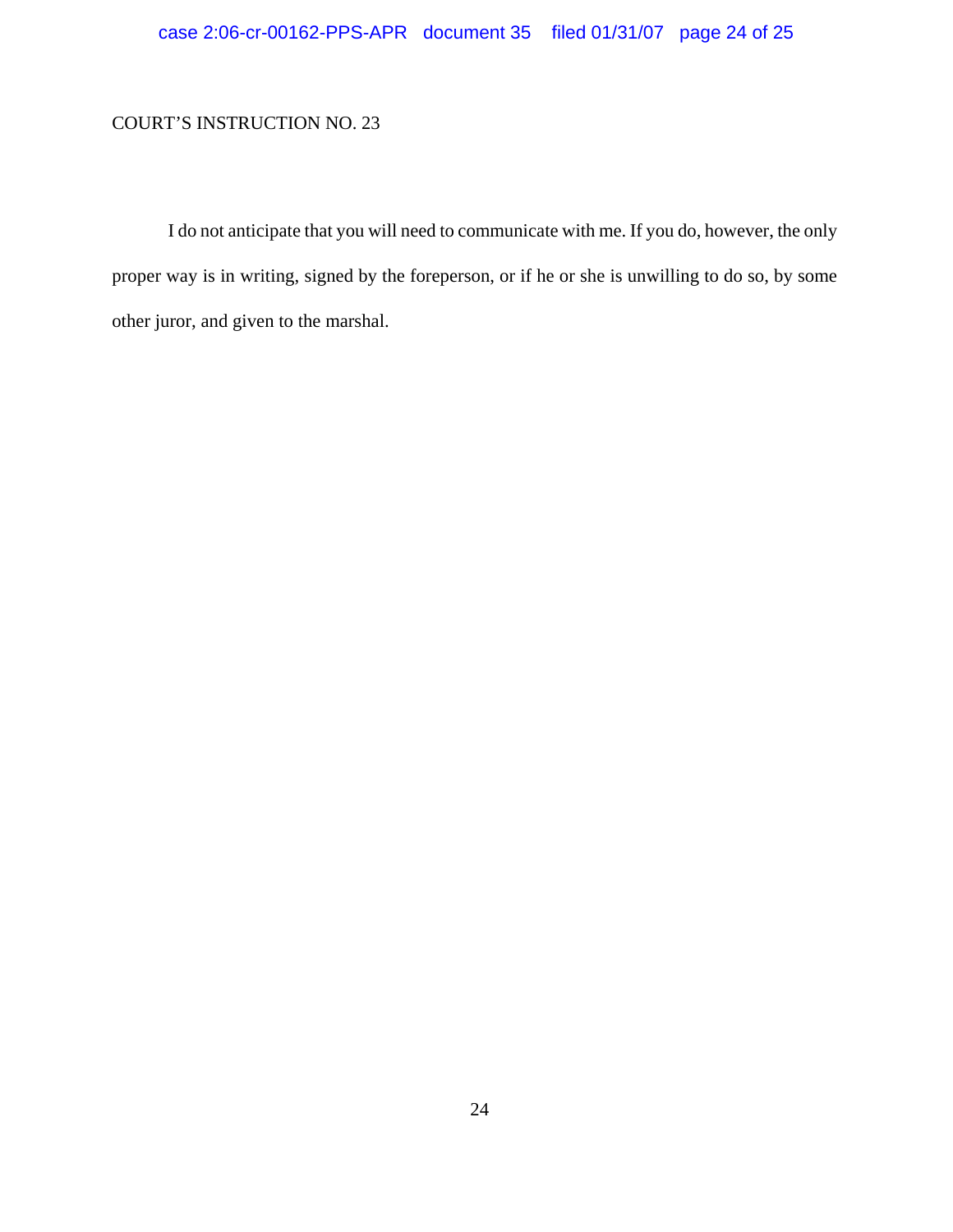COURT'S INSTRUCTION NO. 23

I do not anticipate that you will need to communicate with me. If you do, however, the only proper way is in writing, signed by the foreperson, or if he or she is unwilling to do so, by some other juror, and given to the marshal.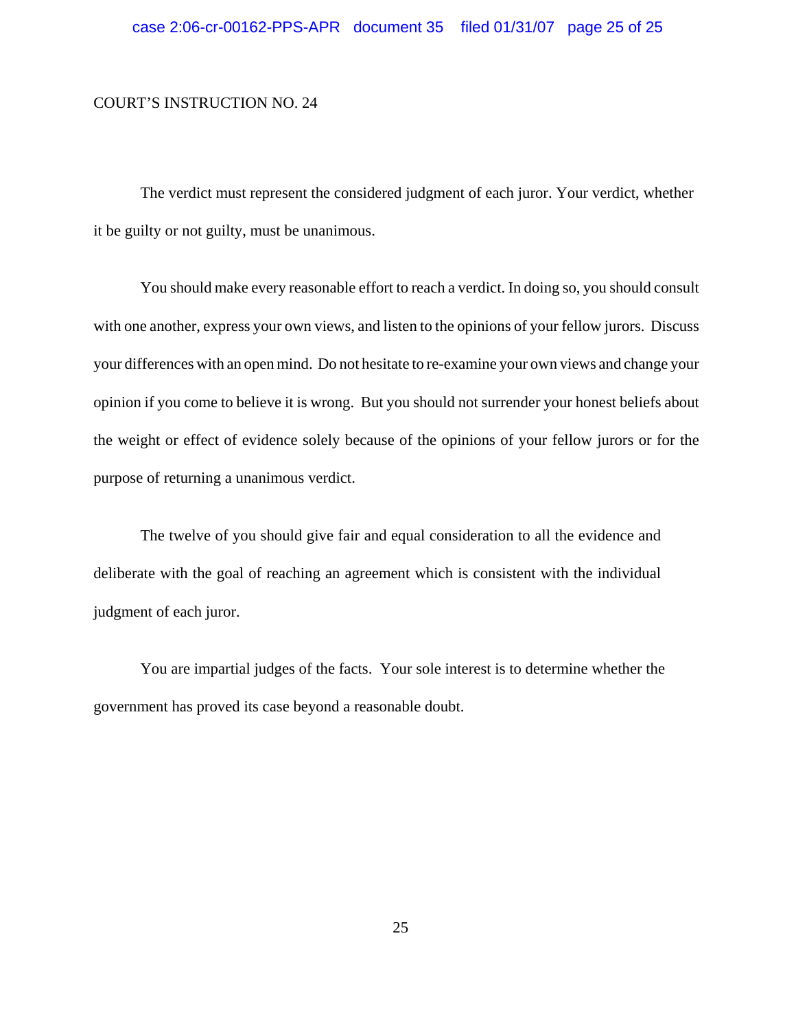COURT'S INSTRUCTION NO. 24

The verdict must represent the considered judgment of each juror. Your verdict, whether it be guilty or not guilty, must be unanimous.

You should make every reasonable effort to reach a verdict. In doing so, you should consult with one another, express your own views, and listen to the opinions of your fellow jurors. Discuss your differences with an open mind. Do not hesitate to re-examine your own views and change your opinion if you come to believe it is wrong. But you should not surrender your honest beliefs about the weight or effect of evidence solely because of the opinions of your fellow jurors or for the purpose of returning a unanimous verdict.

The twelve of you should give fair and equal consideration to all the evidence and deliberate with the goal of reaching an agreement which is consistent with the individual judgment of each juror.

You are impartial judges of the facts. Your sole interest is to determine whether the government has proved its case beyond a reasonable doubt.